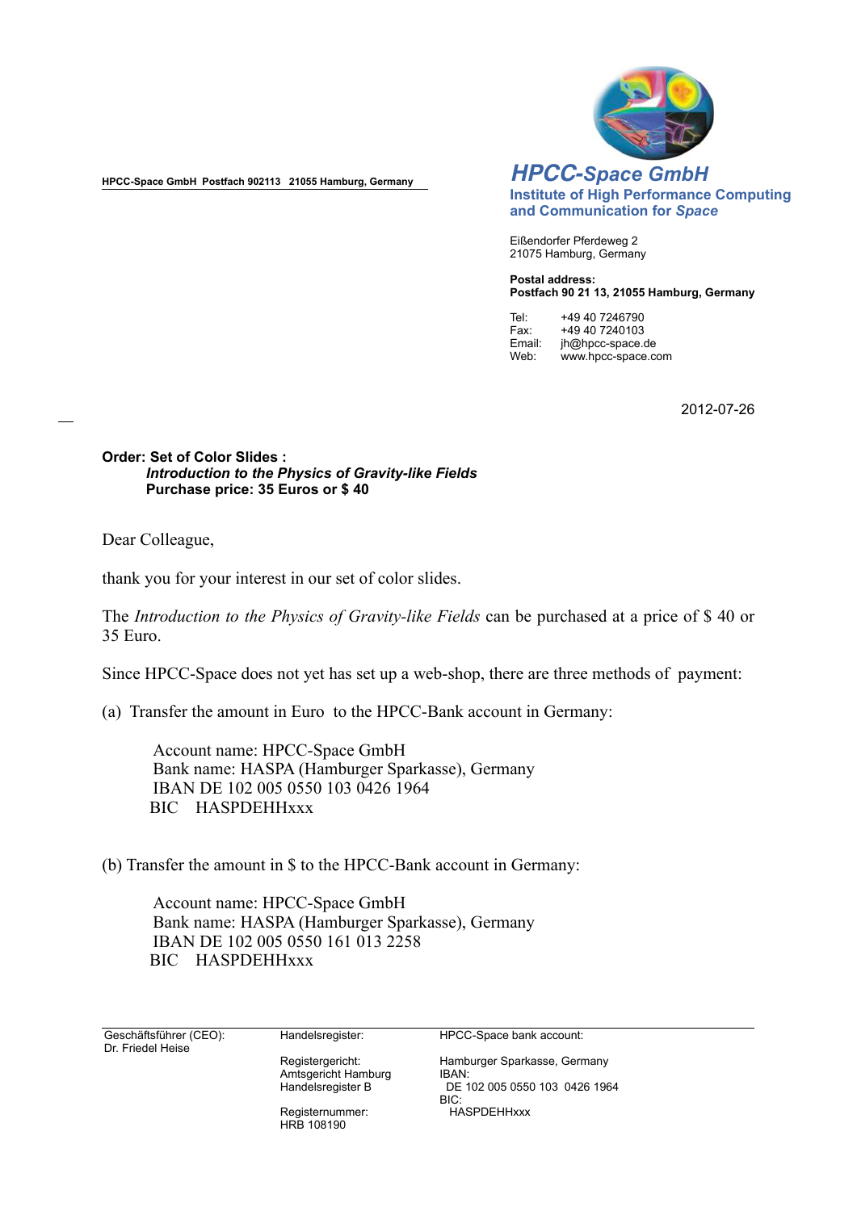HPCC-Space GmbH  Postfach 902113  21055 Hamburg, Germany

**HPCC-Space GmbH**
**Institute of High Performance Computing and Communication for *Space***

Eißendorfer Pferdeweg 2
21075 Hamburg, Germany

**Postal address:**
**Postfach 90 21 13, 21055 Hamburg, Germany**

Tel: +49 40 7246790
Fax: +49 40 7240103
Email: jh@hpcc-space.de
Web: www.hpcc-space.com

2012-07-26

**Order: Set of Color Slides :**
***Introduction to the Physics of Gravity-like Fields***
**Purchase price: 35 Euros or $ 40**

Dear Colleague,

thank you for your interest in our set of color slides.

The *Introduction to the Physics of Gravity-like Fields* can be purchased at a price of $ 40 or 35 Euro.

Since HPCC-Space does not yet has set up a web-shop, there are three methods of  payment:

(a)  Transfer the amount in Euro  to the HPCC-Bank account in Germany:

Account name: HPCC-Space GmbH
Bank name: HASPA (Hamburger Sparkasse), Germany
IBAN DE 102 005 0550 103 0426 1964
BIC    HASPDEHHxxx

(b) Transfer the amount in $ to the HPCC-Bank account in Germany:

Account name: HPCC-Space GmbH
Bank name: HASPA (Hamburger Sparkasse), Germany
IBAN DE 102 005 0550 161 013 2258
BIC    HASPDEHHxxx

Geschäftsführer (CEO):
Dr. Friedel Heise

Handelsregister:

Registergericht:
Amtsgericht Hamburg
Handelsregister B

Registernummer:
HRB 108190

HPCC-Space bank account:

Hamburger Sparkasse, Germany
IBAN:
DE 102 005 0550 103 0426 1964
BIC:
HASPDEHHxxx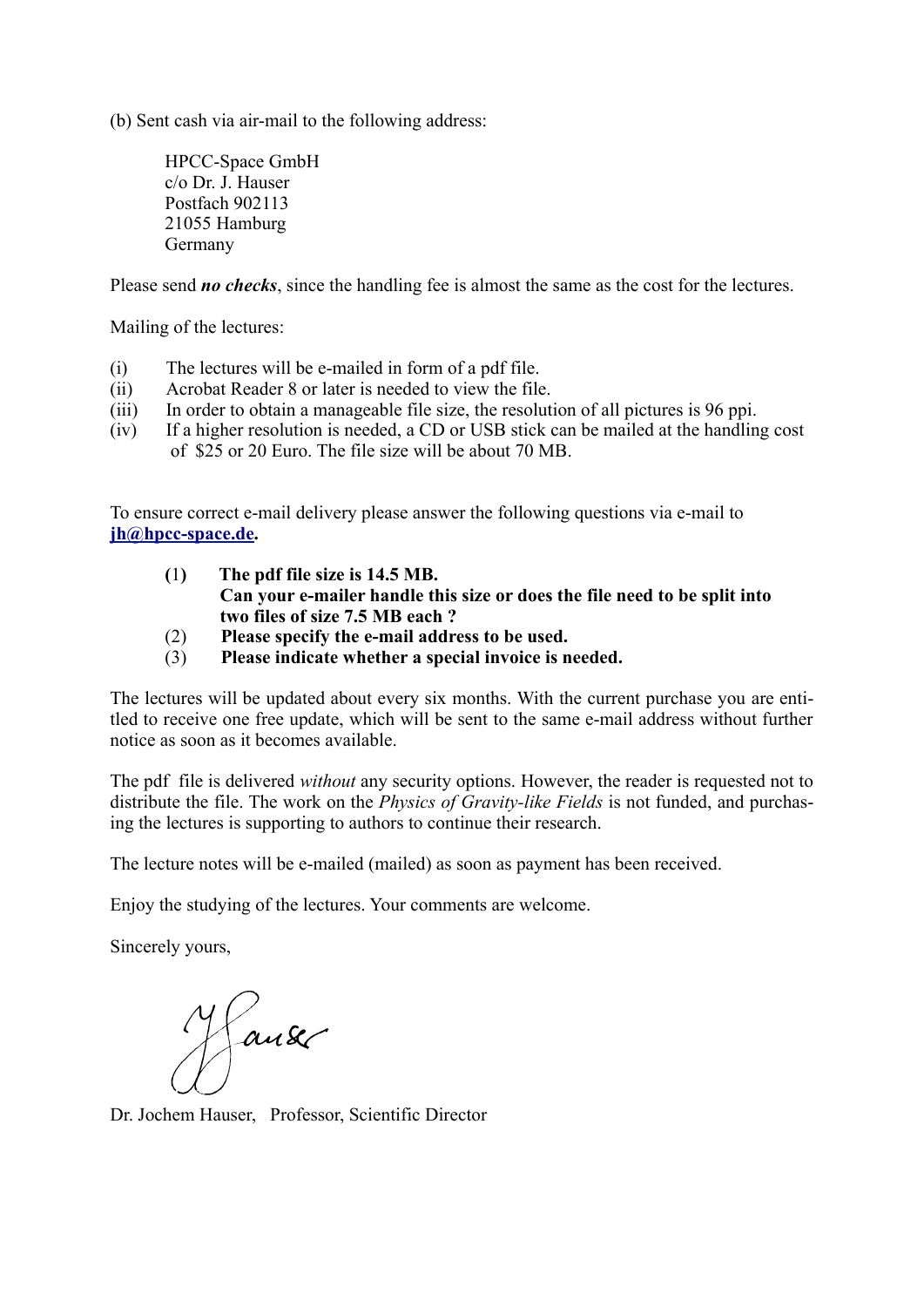(b) Sent cash via air-mail to the following address:

HPCC-Space GmbH
c/o Dr. J. Hauser
Postfach 902113
21055 Hamburg
Germany

Please send ***no checks***, since the handling fee is almost the same as the cost for the lectures.

Mailing of the lectures:

(i) The lectures will be e-mailed in form of a pdf file.
(ii) Acrobat Reader 8 or later is needed to view the file.
(iii) In order to obtain a manageable file size, the resolution of all pictures is 96 ppi.
(iv) If a higher resolution is needed, a CD or USB stick can be mailed at the handling cost of $25 or 20 Euro. The file size will be about 70 MB.

To ensure correct e-mail delivery please answer the following questions via e-mail to **jh@hpcc-space.de.**

**(1) The pdf file size is 14.5 MB.**
**Can your e-mailer handle this size or does the file need to be split into two files of size 7.5 MB each ?**
**(2) Please specify the e-mail address to be used.**
**(3) Please indicate whether a special invoice is needed.**

The lectures will be updated about every six months. With the current purchase you are entitled to receive one free update, which will be sent to the same e-mail address without further notice as soon as it becomes available.

The pdf file is delivered *without* any security options. However, the reader is requested not to distribute the file. The work on the *Physics of Gravity-like Fields* is not funded, and purchasing the lectures is supporting to authors to continue their research.

The lecture notes will be e-mailed (mailed) as soon as payment has been received.

Enjoy the studying of the lectures. Your comments are welcome.

Sincerely yours,

Dr. Jochem Hauser, Professor, Scientific Director